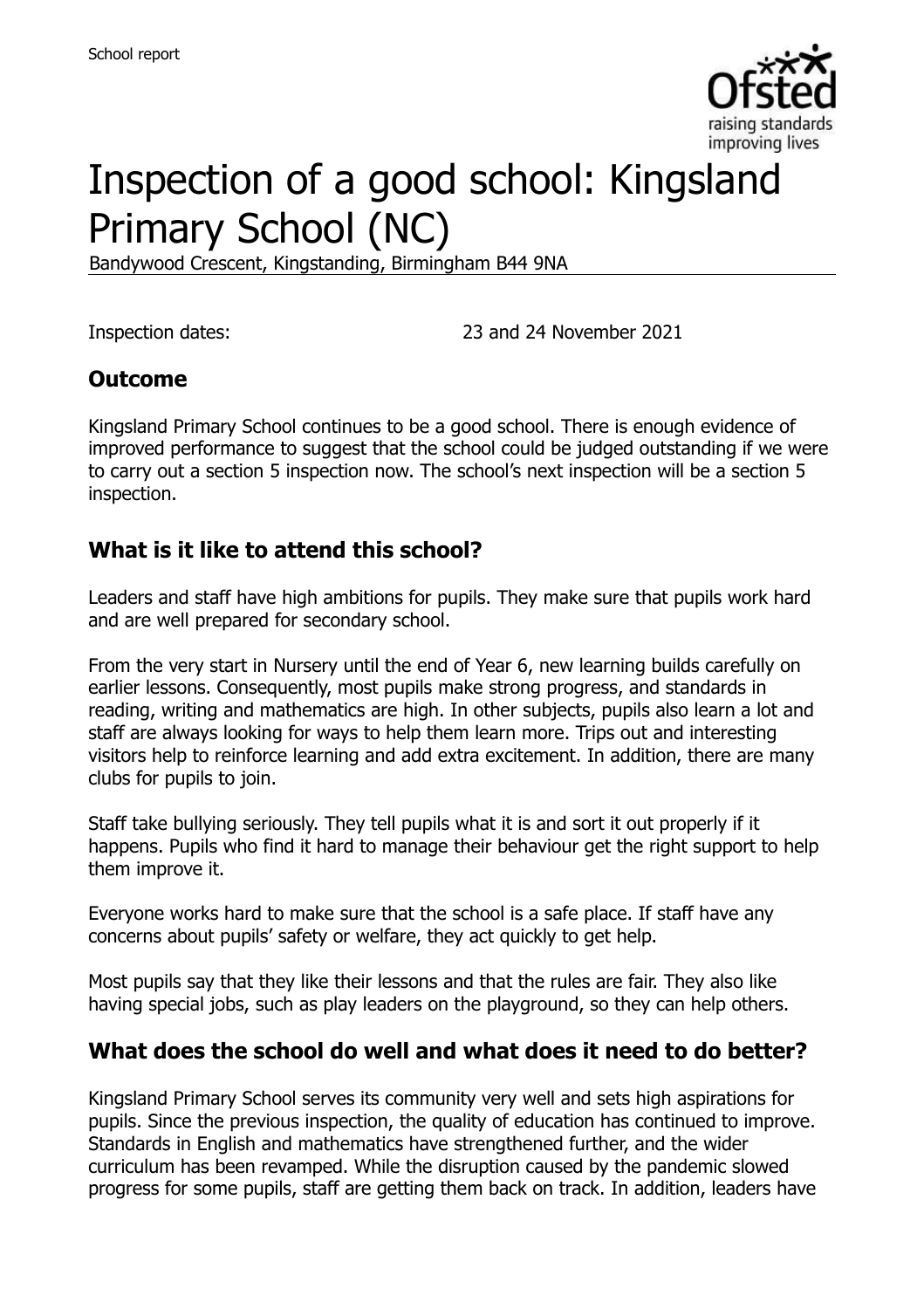# Inspection of a good school: Kingsland Primary School (NC)

Bandywood Crescent, Kingstanding, Birmingham B44 9NA

Inspection dates: 23 and 24 November 2021

## Outcome

Kingsland Primary School continues to be a good school. There is enough evidence of improved performance to suggest that the school could be judged outstanding if we were to carry out a section 5 inspection now. The school's next inspection will be a section 5 inspection.

## What is it like to attend this school?

Leaders and staff have high ambitions for pupils. They make sure that pupils work hard and are well prepared for secondary school.

From the very start in Nursery until the end of Year 6, new learning builds carefully on earlier lessons. Consequently, most pupils make strong progress, and standards in reading, writing and mathematics are high. In other subjects, pupils also learn a lot and staff are always looking for ways to help them learn more. Trips out and interesting visitors help to reinforce learning and add extra excitement. In addition, there are many clubs for pupils to join.

Staff take bullying seriously. They tell pupils what it is and sort it out properly if it happens. Pupils who find it hard to manage their behaviour get the right support to help them improve it.

Everyone works hard to make sure that the school is a safe place. If staff have any concerns about pupils' safety or welfare, they act quickly to get help.

Most pupils say that they like their lessons and that the rules are fair. They also like having special jobs, such as play leaders on the playground, so they can help others.

## What does the school do well and what does it need to do better?

Kingsland Primary School serves its community very well and sets high aspirations for pupils. Since the previous inspection, the quality of education has continued to improve. Standards in English and mathematics have strengthened further, and the wider curriculum has been revamped. While the disruption caused by the pandemic slowed progress for some pupils, staff are getting them back on track. In addition, leaders have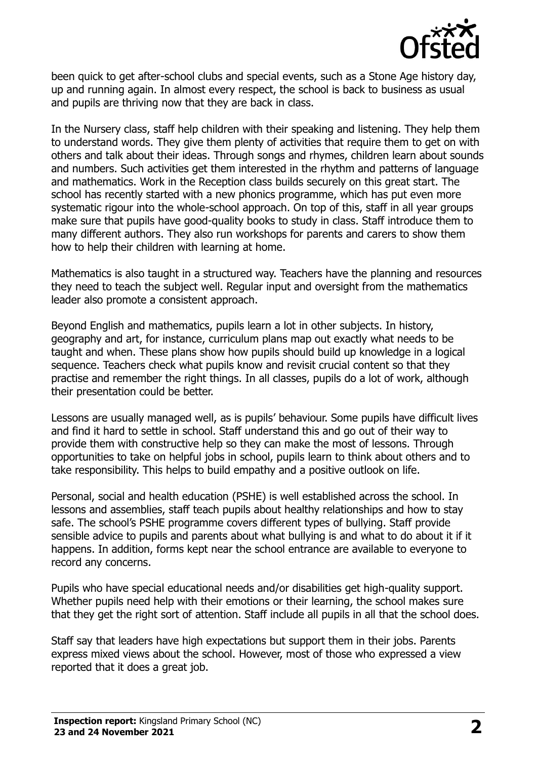been quick to get after-school clubs and special events, such as a Stone Age history day, up and running again. In almost every respect, the school is back to business as usual and pupils are thriving now that they are back in class.

In the Nursery class, staff help children with their speaking and listening. They help them to understand words. They give them plenty of activities that require them to get on with others and talk about their ideas. Through songs and rhymes, children learn about sounds and numbers. Such activities get them interested in the rhythm and patterns of language and mathematics. Work in the Reception class builds securely on this great start. The school has recently started with a new phonics programme, which has put even more systematic rigour into the whole-school approach. On top of this, staff in all year groups make sure that pupils have good-quality books to study in class. Staff introduce them to many different authors. They also run workshops for parents and carers to show them how to help their children with learning at home.

Mathematics is also taught in a structured way. Teachers have the planning and resources they need to teach the subject well. Regular input and oversight from the mathematics leader also promote a consistent approach.

Beyond English and mathematics, pupils learn a lot in other subjects. In history, geography and art, for instance, curriculum plans map out exactly what needs to be taught and when. These plans show how pupils should build up knowledge in a logical sequence. Teachers check what pupils know and revisit crucial content so that they practise and remember the right things. In all classes, pupils do a lot of work, although their presentation could be better.

Lessons are usually managed well, as is pupils' behaviour. Some pupils have difficult lives and find it hard to settle in school. Staff understand this and go out of their way to provide them with constructive help so they can make the most of lessons. Through opportunities to take on helpful jobs in school, pupils learn to think about others and to take responsibility. This helps to build empathy and a positive outlook on life.

Personal, social and health education (PSHE) is well established across the school. In lessons and assemblies, staff teach pupils about healthy relationships and how to stay safe. The school's PSHE programme covers different types of bullying. Staff provide sensible advice to pupils and parents about what bullying is and what to do about it if it happens. In addition, forms kept near the school entrance are available to everyone to record any concerns.

Pupils who have special educational needs and/or disabilities get high-quality support. Whether pupils need help with their emotions or their learning, the school makes sure that they get the right sort of attention. Staff include all pupils in all that the school does.

Staff say that leaders have high expectations but support them in their jobs. Parents express mixed views about the school. However, most of those who expressed a view reported that it does a great job.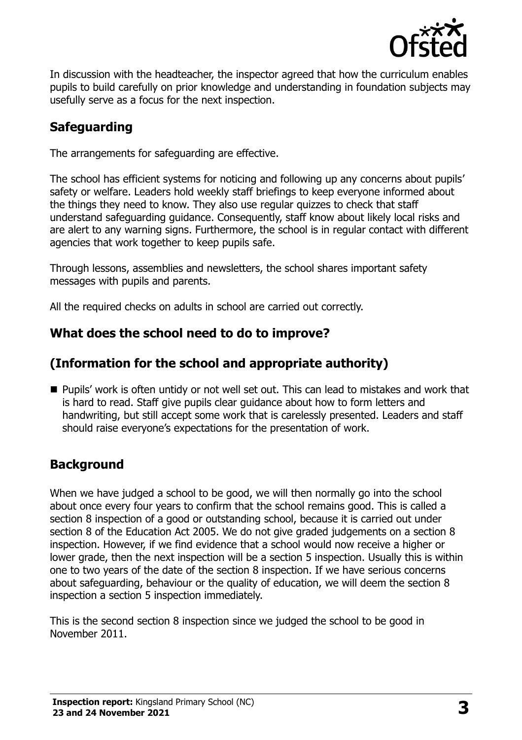In discussion with the headteacher, the inspector agreed that how the curriculum enables pupils to build carefully on prior knowledge and understanding in foundation subjects may usefully serve as a focus for the next inspection.

## Safeguarding

The arrangements for safeguarding are effective.

The school has efficient systems for noticing and following up any concerns about pupils' safety or welfare. Leaders hold weekly staff briefings to keep everyone informed about the things they need to know. They also use regular quizzes to check that staff understand safeguarding guidance. Consequently, staff know about likely local risks and are alert to any warning signs. Furthermore, the school is in regular contact with different agencies that work together to keep pupils safe.

Through lessons, assemblies and newsletters, the school shares important safety messages with pupils and parents.

All the required checks on adults in school are carried out correctly.

## What does the school need to do to improve?

## (Information for the school and appropriate authority)

- Pupils' work is often untidy or not well set out. This can lead to mistakes and work that is hard to read. Staff give pupils clear guidance about how to form letters and handwriting, but still accept some work that is carelessly presented. Leaders and staff should raise everyone's expectations for the presentation of work.

## Background

When we have judged a school to be good, we will then normally go into the school about once every four years to confirm that the school remains good. This is called a section 8 inspection of a good or outstanding school, because it is carried out under section 8 of the Education Act 2005. We do not give graded judgements on a section 8 inspection. However, if we find evidence that a school would now receive a higher or lower grade, then the next inspection will be a section 5 inspection. Usually this is within one to two years of the date of the section 8 inspection. If we have serious concerns about safeguarding, behaviour or the quality of education, we will deem the section 8 inspection a section 5 inspection immediately.

This is the second section 8 inspection since we judged the school to be good in November 2011.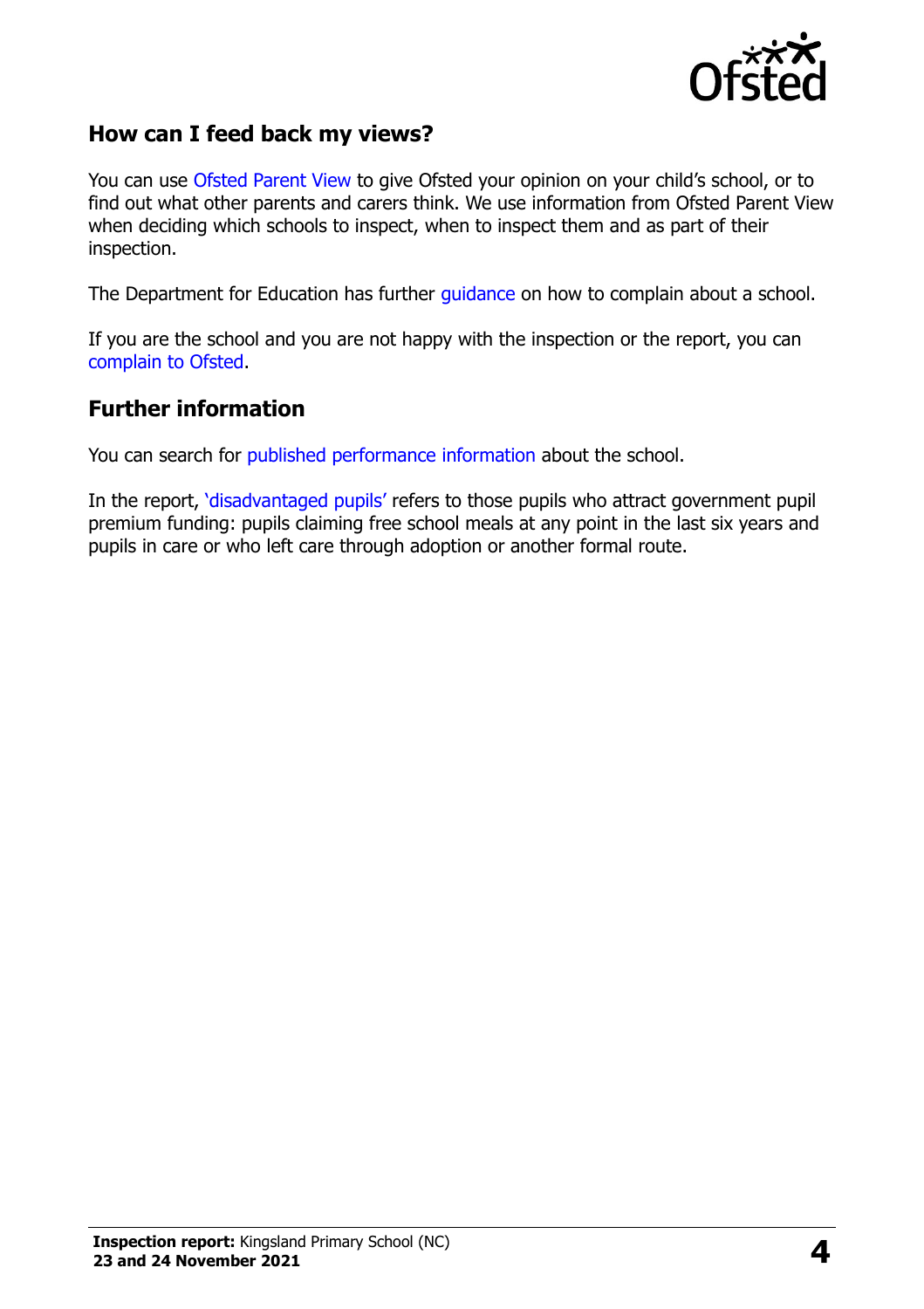## How can I feed back my views?

You can use Ofsted Parent View to give Ofsted your opinion on your child's school, or to find out what other parents and carers think. We use information from Ofsted Parent View when deciding which schools to inspect, when to inspect them and as part of their inspection.

The Department for Education has further guidance on how to complain about a school.

If you are the school and you are not happy with the inspection or the report, you can complain to Ofsted.

## Further information

You can search for published performance information about the school.

In the report, 'disadvantaged pupils' refers to those pupils who attract government pupil premium funding: pupils claiming free school meals at any point in the last six years and pupils in care or who left care through adoption or another formal route.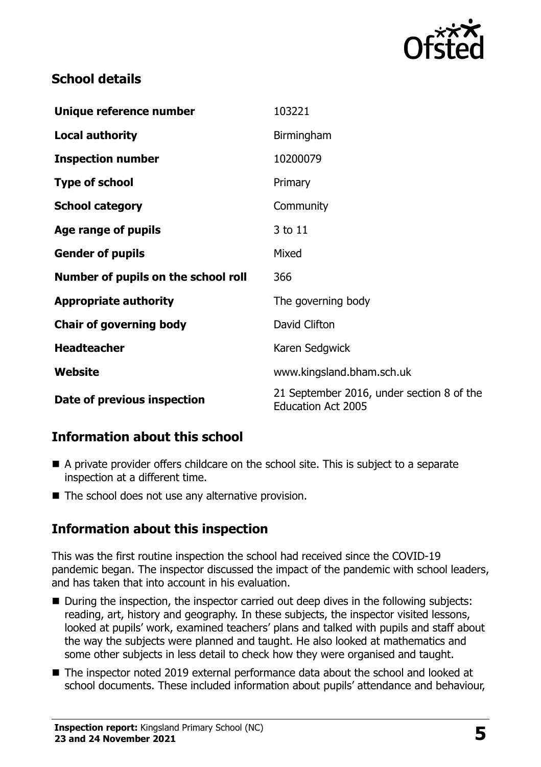## School details

| | |
|---|---|
| **Unique reference number** | 103221 |
| **Local authority** | Birmingham |
| **Inspection number** | 10200079 |
| **Type of school** | Primary |
| **School category** | Community |
| **Age range of pupils** | 3 to 11 |
| **Gender of pupils** | Mixed |
| **Number of pupils on the school roll** | 366 |
| **Appropriate authority** | The governing body |
| **Chair of governing body** | David Clifton |
| **Headteacher** | Karen Sedgwick |
| **Website** | www.kingsland.bham.sch.uk |
| **Date of previous inspection** | 21 September 2016, under section 8 of the Education Act 2005 |

## Information about this school

- A private provider offers childcare on the school site. This is subject to a separate inspection at a different time.
- The school does not use any alternative provision.

## Information about this inspection

This was the first routine inspection the school had received since the COVID-19 pandemic began. The inspector discussed the impact of the pandemic with school leaders, and has taken that into account in his evaluation.

- During the inspection, the inspector carried out deep dives in the following subjects: reading, art, history and geography. In these subjects, the inspector visited lessons, looked at pupils' work, examined teachers' plans and talked with pupils and staff about the way the subjects were planned and taught. He also looked at mathematics and some other subjects in less detail to check how they were organised and taught.
- The inspector noted 2019 external performance data about the school and looked at school documents. These included information about pupils' attendance and behaviour,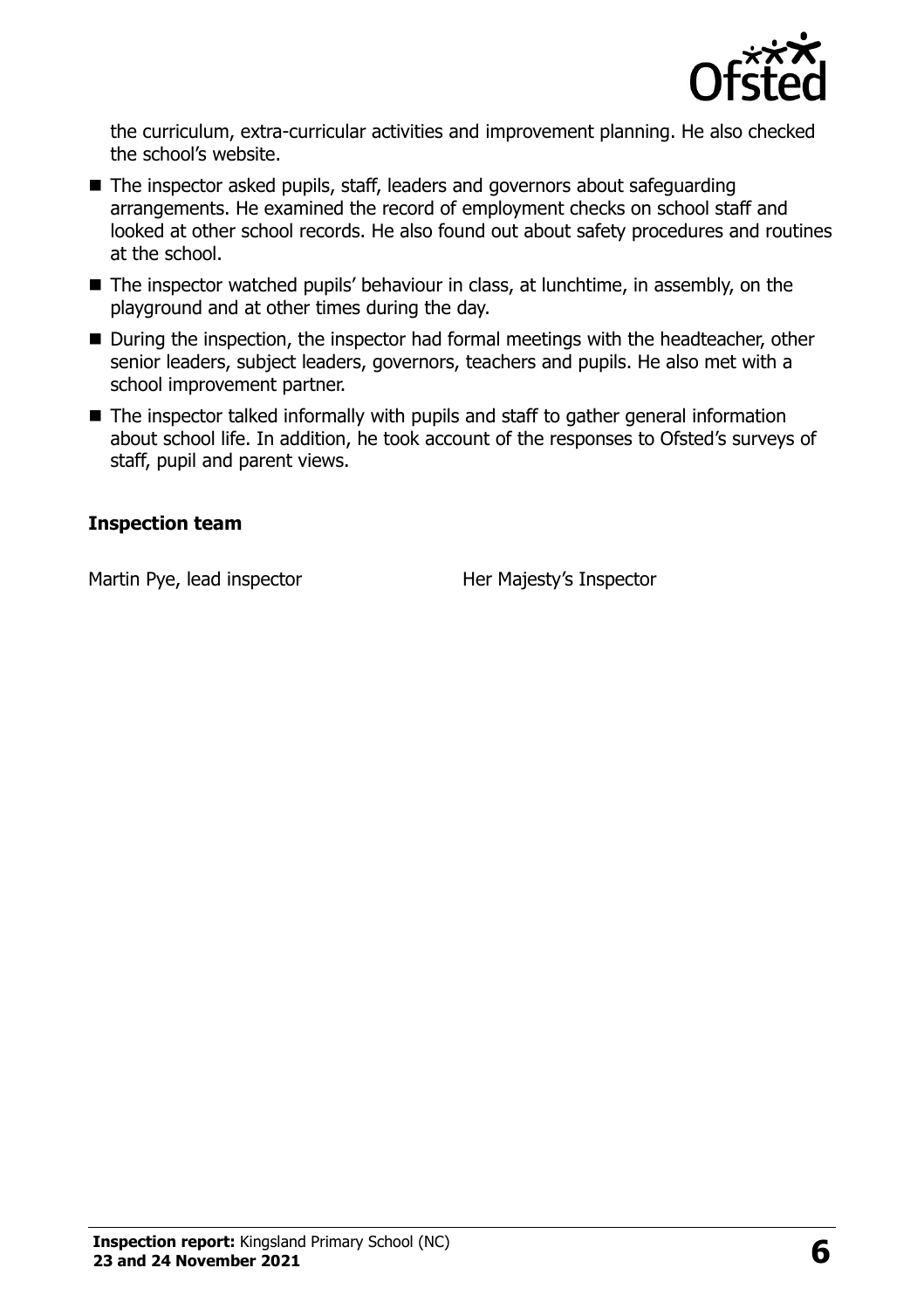the curriculum, extra-curricular activities and improvement planning. He also checked the school's website.

- The inspector asked pupils, staff, leaders and governors about safeguarding arrangements. He examined the record of employment checks on school staff and looked at other school records. He also found out about safety procedures and routines at the school.
- The inspector watched pupils' behaviour in class, at lunchtime, in assembly, on the playground and at other times during the day.
- During the inspection, the inspector had formal meetings with the headteacher, other senior leaders, subject leaders, governors, teachers and pupils. He also met with a school improvement partner.
- The inspector talked informally with pupils and staff to gather general information about school life. In addition, he took account of the responses to Ofsted's surveys of staff, pupil and parent views.

### Inspection team

| | |
|---|---|
| Martin Pye, lead inspector | Her Majesty's Inspector |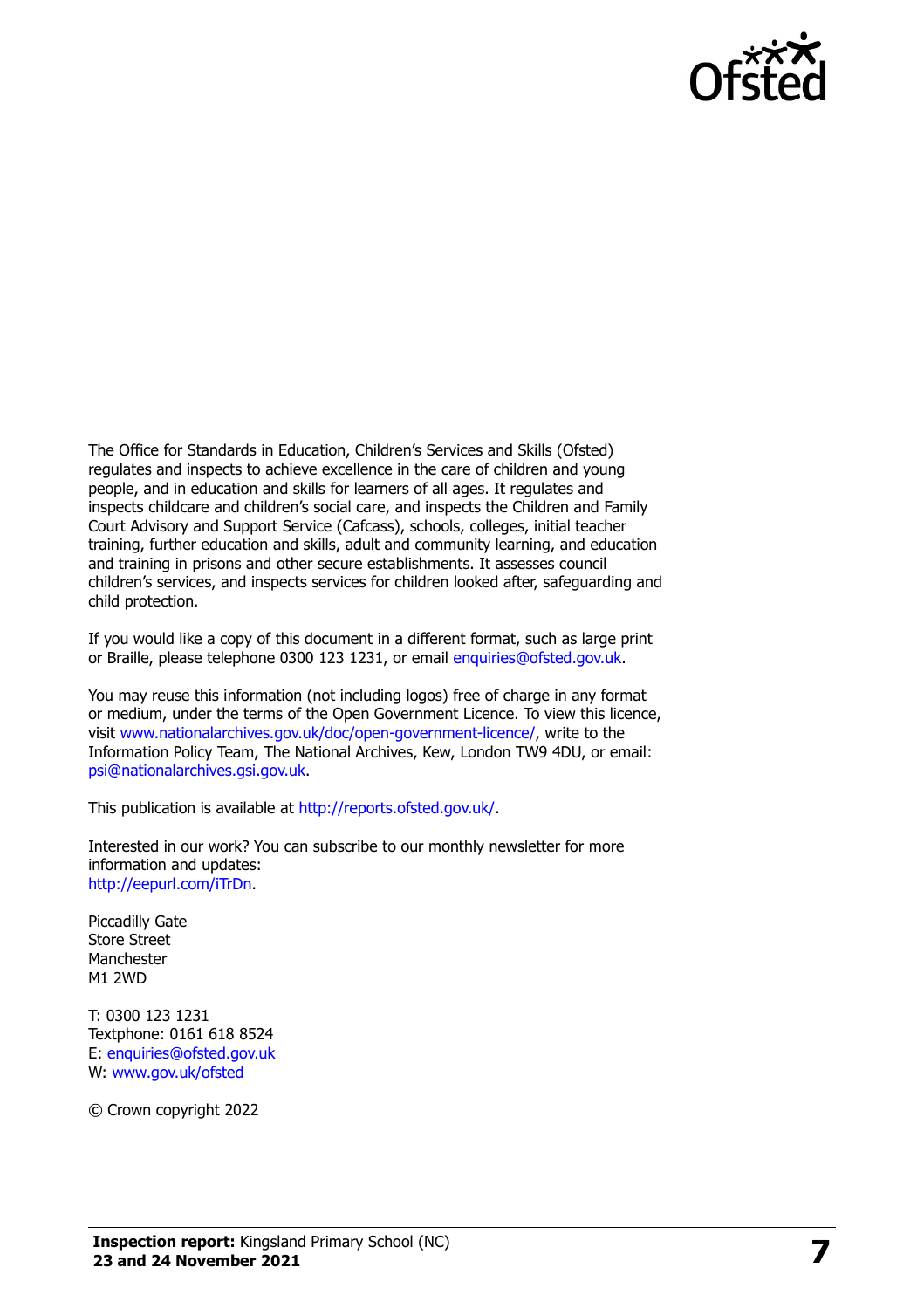The Office for Standards in Education, Children's Services and Skills (Ofsted) regulates and inspects to achieve excellence in the care of children and young people, and in education and skills for learners of all ages. It regulates and inspects childcare and children's social care, and inspects the Children and Family Court Advisory and Support Service (Cafcass), schools, colleges, initial teacher training, further education and skills, adult and community learning, and education and training in prisons and other secure establishments. It assesses council children's services, and inspects services for children looked after, safeguarding and child protection.

If you would like a copy of this document in a different format, such as large print or Braille, please telephone 0300 123 1231, or email enquiries@ofsted.gov.uk.

You may reuse this information (not including logos) free of charge in any format or medium, under the terms of the Open Government Licence. To view this licence, visit www.nationalarchives.gov.uk/doc/open-government-licence/, write to the Information Policy Team, The National Archives, Kew, London TW9 4DU, or email: psi@nationalarchives.gsi.gov.uk.

This publication is available at http://reports.ofsted.gov.uk/.

Interested in our work? You can subscribe to our monthly newsletter for more information and updates:
http://eepurl.com/iTrDn.

Piccadilly Gate
Store Street
Manchester
M1 2WD

T: 0300 123 1231
Textphone: 0161 618 8524
E: enquiries@ofsted.gov.uk
W: www.gov.uk/ofsted

© Crown copyright 2022